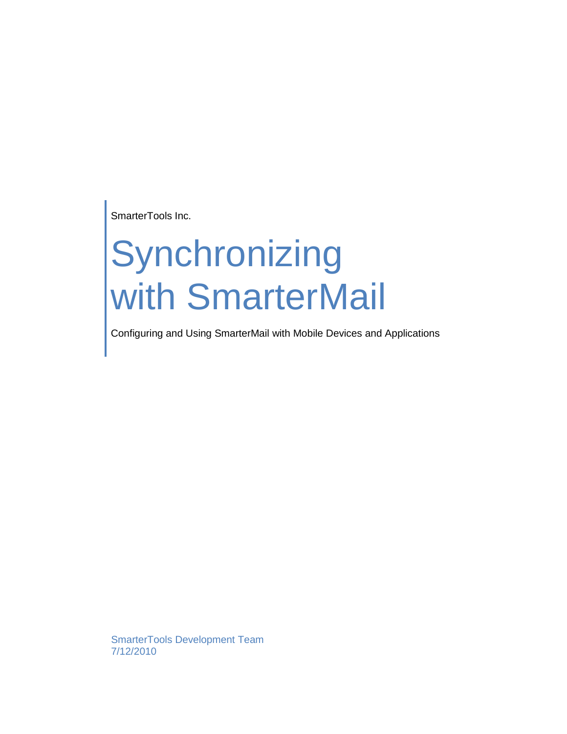SmarterTools Inc.

# Synchronizing with SmarterMail

Configuring and Using SmarterMail with Mobile Devices and Applications

SmarterTools Development Team
7/12/2010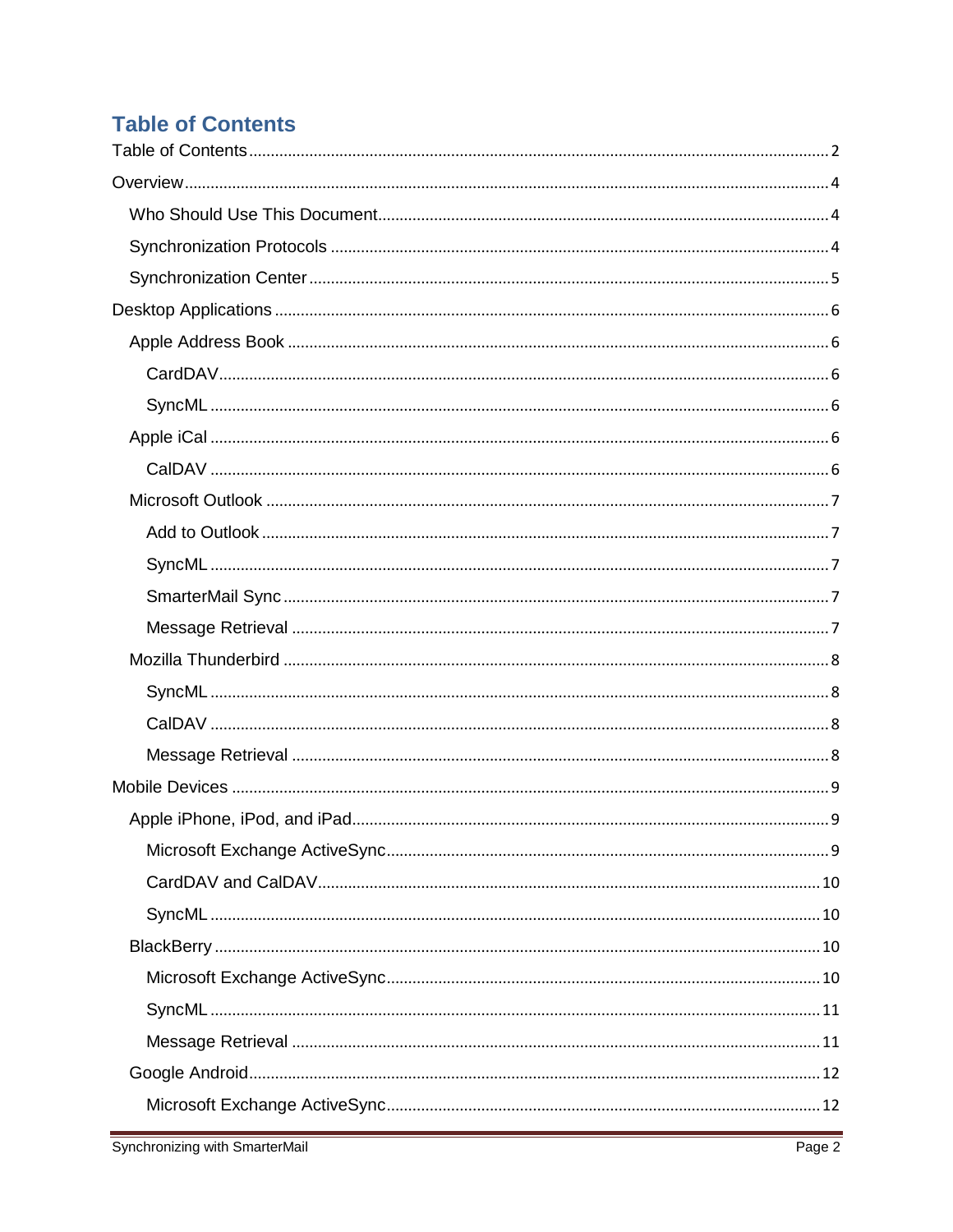# Table of Contents

- Table of Contents ..... 2
- Overview ..... 4
  - Who Should Use This Document ..... 4
  - Synchronization Protocols ..... 4
  - Synchronization Center ..... 5
- Desktop Applications ..... 6
  - Apple Address Book ..... 6
    - CardDAV ..... 6
    - SyncML ..... 6
  - Apple iCal ..... 6
    - CalDAV ..... 6
  - Microsoft Outlook ..... 7
    - Add to Outlook ..... 7
    - SyncML ..... 7
    - SmarterMail Sync ..... 7
    - Message Retrieval ..... 7
  - Mozilla Thunderbird ..... 8
    - SyncML ..... 8
    - CalDAV ..... 8
    - Message Retrieval ..... 8
- Mobile Devices ..... 9
  - Apple iPhone, iPod, and iPad ..... 9
    - Microsoft Exchange ActiveSync ..... 9
    - CardDAV and CalDAV ..... 10
    - SyncML ..... 10
  - BlackBerry ..... 10
    - Microsoft Exchange ActiveSync ..... 10
    - SyncML ..... 11
    - Message Retrieval ..... 11
  - Google Android ..... 12
    - Microsoft Exchange ActiveSync ..... 12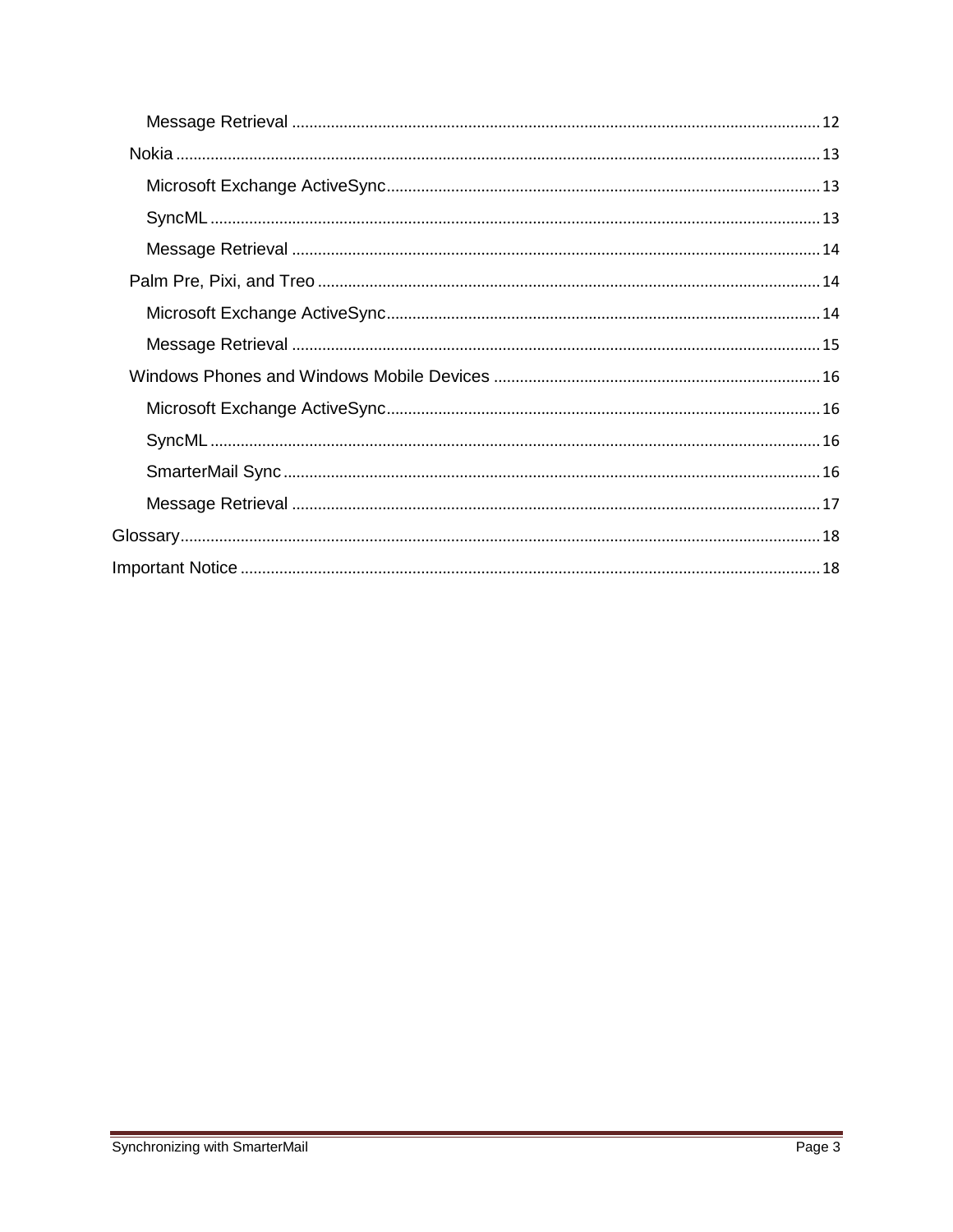- Message Retrieval ..... 12
- Nokia ..... 13
  - Microsoft Exchange ActiveSync ..... 13
  - SyncML ..... 13
  - Message Retrieval ..... 14
- Palm Pre, Pixi, and Treo ..... 14
  - Microsoft Exchange ActiveSync ..... 14
  - Message Retrieval ..... 15
- Windows Phones and Windows Mobile Devices ..... 16
  - Microsoft Exchange ActiveSync ..... 16
  - SyncML ..... 16
  - SmarterMail Sync ..... 16
  - Message Retrieval ..... 17

Glossary ..... 18

Important Notice ..... 18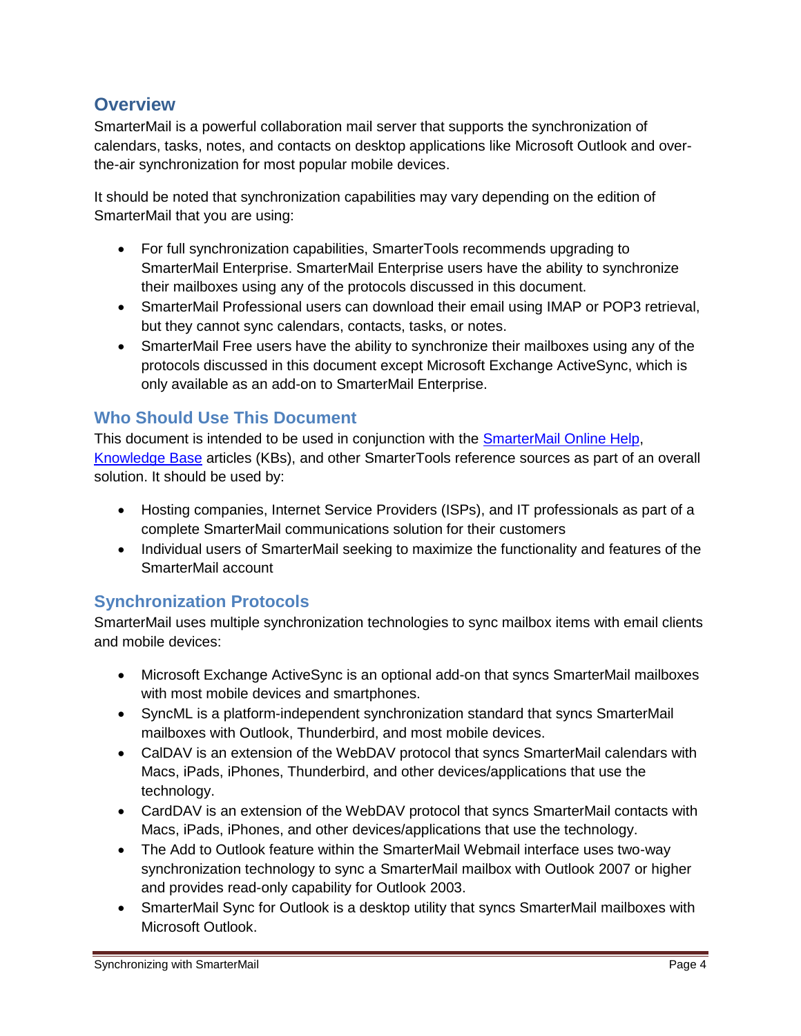## Overview

SmarterMail is a powerful collaboration mail server that supports the synchronization of calendars, tasks, notes, and contacts on desktop applications like Microsoft Outlook and over-the-air synchronization for most popular mobile devices.

It should be noted that synchronization capabilities may vary depending on the edition of SmarterMail that you are using:

- For full synchronization capabilities, SmarterTools recommends upgrading to SmarterMail Enterprise. SmarterMail Enterprise users have the ability to synchronize their mailboxes using any of the protocols discussed in this document.
- SmarterMail Professional users can download their email using IMAP or POP3 retrieval, but they cannot sync calendars, contacts, tasks, or notes.
- SmarterMail Free users have the ability to synchronize their mailboxes using any of the protocols discussed in this document except Microsoft Exchange ActiveSync, which is only available as an add-on to SmarterMail Enterprise.

### Who Should Use This Document

This document is intended to be used in conjunction with the SmarterMail Online Help, Knowledge Base articles (KBs), and other SmarterTools reference sources as part of an overall solution. It should be used by:

- Hosting companies, Internet Service Providers (ISPs), and IT professionals as part of a complete SmarterMail communications solution for their customers
- Individual users of SmarterMail seeking to maximize the functionality and features of the SmarterMail account

### Synchronization Protocols

SmarterMail uses multiple synchronization technologies to sync mailbox items with email clients and mobile devices:

- Microsoft Exchange ActiveSync is an optional add-on that syncs SmarterMail mailboxes with most mobile devices and smartphones.
- SyncML is a platform-independent synchronization standard that syncs SmarterMail mailboxes with Outlook, Thunderbird, and most mobile devices.
- CalDAV is an extension of the WebDAV protocol that syncs SmarterMail calendars with Macs, iPads, iPhones, Thunderbird, and other devices/applications that use the technology.
- CardDAV is an extension of the WebDAV protocol that syncs SmarterMail contacts with Macs, iPads, iPhones, and other devices/applications that use the technology.
- The Add to Outlook feature within the SmarterMail Webmail interface uses two-way synchronization technology to sync a SmarterMail mailbox with Outlook 2007 or higher and provides read-only capability for Outlook 2003.
- SmarterMail Sync for Outlook is a desktop utility that syncs SmarterMail mailboxes with Microsoft Outlook.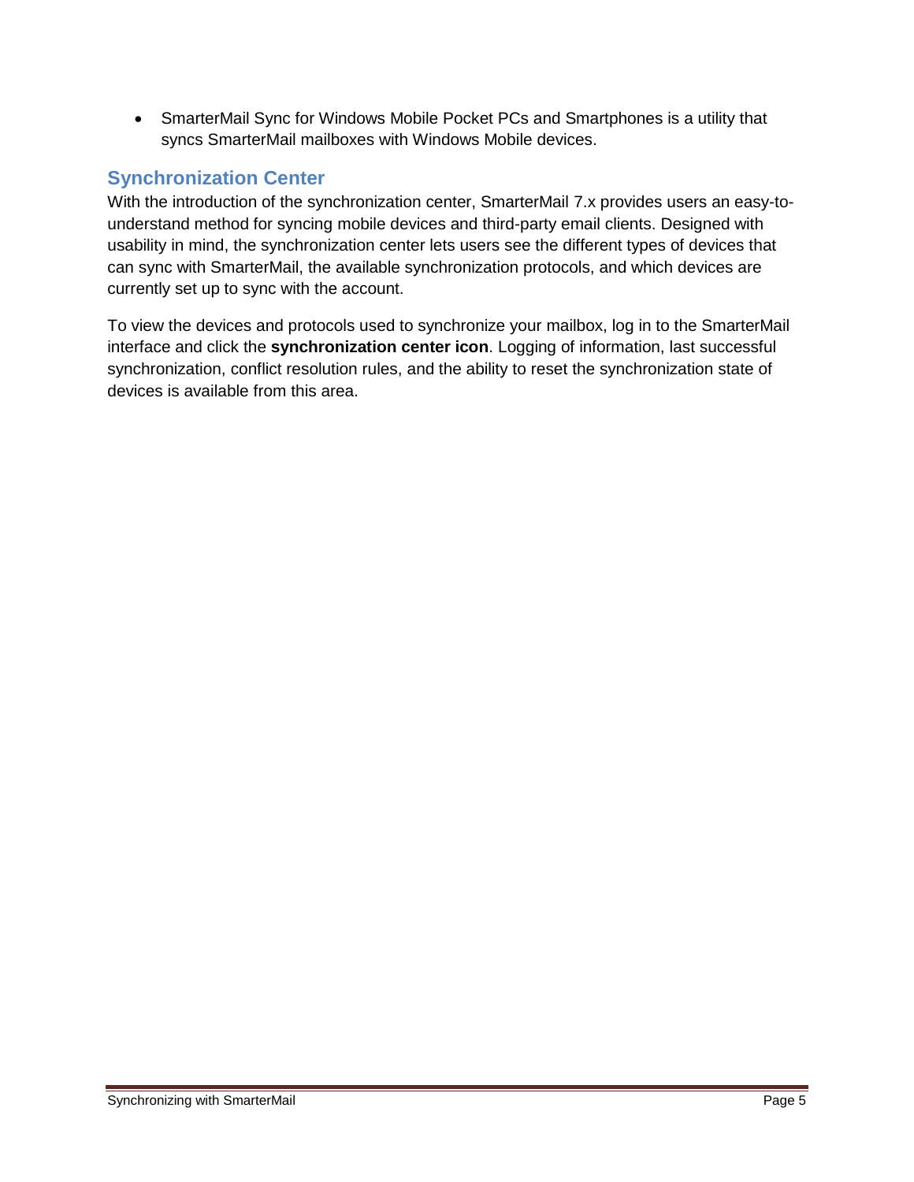- SmarterMail Sync for Windows Mobile Pocket PCs and Smartphones is a utility that syncs SmarterMail mailboxes with Windows Mobile devices.

## Synchronization Center

With the introduction of the synchronization center, SmarterMail 7.x provides users an easy-to-understand method for syncing mobile devices and third-party email clients. Designed with usability in mind, the synchronization center lets users see the different types of devices that can sync with SmarterMail, the available synchronization protocols, and which devices are currently set up to sync with the account.

To view the devices and protocols used to synchronize your mailbox, log in to the SmarterMail interface and click the **synchronization center icon**. Logging of information, last successful synchronization, conflict resolution rules, and the ability to reset the synchronization state of devices is available from this area.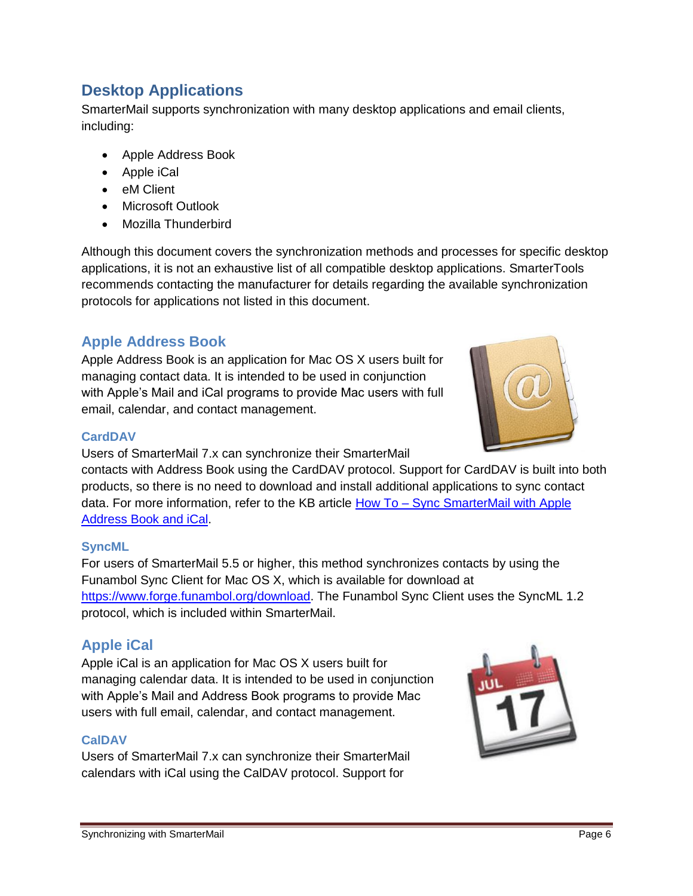## Desktop Applications

SmarterMail supports synchronization with many desktop applications and email clients, including:

- Apple Address Book
- Apple iCal
- eM Client
- Microsoft Outlook
- Mozilla Thunderbird

Although this document covers the synchronization methods and processes for specific desktop applications, it is not an exhaustive list of all compatible desktop applications. SmarterTools recommends contacting the manufacturer for details regarding the available synchronization protocols for applications not listed in this document.

### Apple Address Book

Apple Address Book is an application for Mac OS X users built for managing contact data. It is intended to be used in conjunction with Apple's Mail and iCal programs to provide Mac users with full email, calendar, and contact management.

#### CardDAV

Users of SmarterMail 7.x can synchronize their SmarterMail contacts with Address Book using the CardDAV protocol. Support for CardDAV is built into both products, so there is no need to download and install additional applications to sync contact data. For more information, refer to the KB article [How To – Sync SmarterMail with Apple Address Book and iCal](#).

#### SyncML

For users of SmarterMail 5.5 or higher, this method synchronizes contacts by using the Funambol Sync Client for Mac OS X, which is available for download at [https://www.forge.funambol.org/download](https://www.forge.funambol.org/download). The Funambol Sync Client uses the SyncML 1.2 protocol, which is included within SmarterMail.

### Apple iCal

Apple iCal is an application for Mac OS X users built for managing calendar data. It is intended to be used in conjunction with Apple's Mail and Address Book programs to provide Mac users with full email, calendar, and contact management.

#### CalDAV

Users of SmarterMail 7.x can synchronize their SmarterMail calendars with iCal using the CalDAV protocol. Support for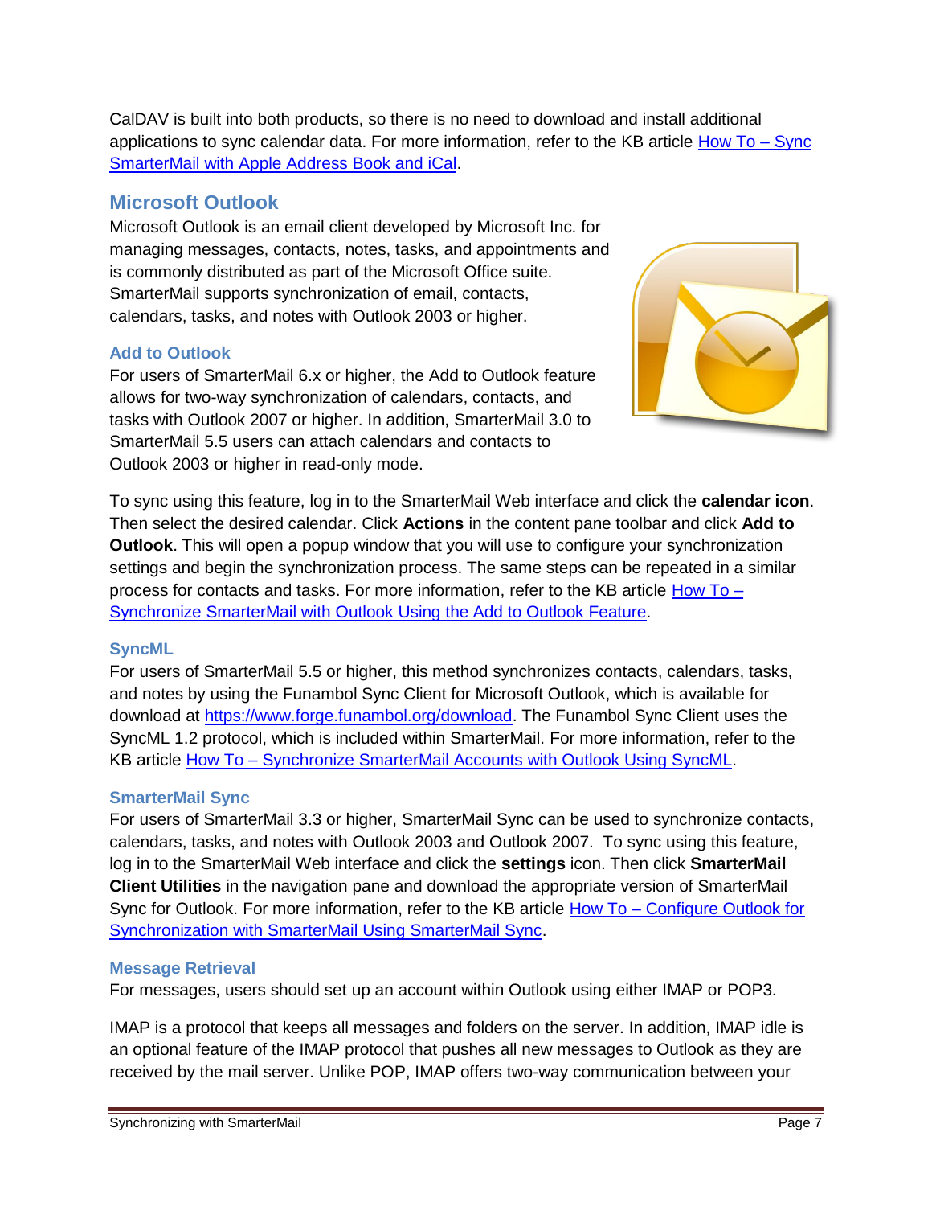CalDAV is built into both products, so there is no need to download and install additional applications to sync calendar data. For more information, refer to the KB article [How To – Sync SmarterMail with Apple Address Book and iCal]().

## Microsoft Outlook

Microsoft Outlook is an email client developed by Microsoft Inc. for managing messages, contacts, notes, tasks, and appointments and is commonly distributed as part of the Microsoft Office suite. SmarterMail supports synchronization of email, contacts, calendars, tasks, and notes with Outlook 2003 or higher.

### Add to Outlook

For users of SmarterMail 6.x or higher, the Add to Outlook feature allows for two-way synchronization of calendars, contacts, and tasks with Outlook 2007 or higher. In addition, SmarterMail 3.0 to SmarterMail 5.5 users can attach calendars and contacts to Outlook 2003 or higher in read-only mode.

To sync using this feature, log in to the SmarterMail Web interface and click the **calendar icon**. Then select the desired calendar. Click **Actions** in the content pane toolbar and click **Add to Outlook**. This will open a popup window that you will use to configure your synchronization settings and begin the synchronization process. The same steps can be repeated in a similar process for contacts and tasks. For more information, refer to the KB article [How To – Synchronize SmarterMail with Outlook Using the Add to Outlook Feature]().

### SyncML

For users of SmarterMail 5.5 or higher, this method synchronizes contacts, calendars, tasks, and notes by using the Funambol Sync Client for Microsoft Outlook, which is available for download at [https://www.forge.funambol.org/download](https://www.forge.funambol.org/download). The Funambol Sync Client uses the SyncML 1.2 protocol, which is included within SmarterMail. For more information, refer to the KB article [How To – Synchronize SmarterMail Accounts with Outlook Using SyncML]().

### SmarterMail Sync

For users of SmarterMail 3.3 or higher, SmarterMail Sync can be used to synchronize contacts, calendars, tasks, and notes with Outlook 2003 and Outlook 2007. To sync using this feature, log in to the SmarterMail Web interface and click the **settings** icon. Then click **SmarterMail Client Utilities** in the navigation pane and download the appropriate version of SmarterMail Sync for Outlook. For more information, refer to the KB article [How To – Configure Outlook for Synchronization with SmarterMail Using SmarterMail Sync]().

### Message Retrieval

For messages, users should set up an account within Outlook using either IMAP or POP3.

IMAP is a protocol that keeps all messages and folders on the server. In addition, IMAP idle is an optional feature of the IMAP protocol that pushes all new messages to Outlook as they are received by the mail server. Unlike POP, IMAP offers two-way communication between your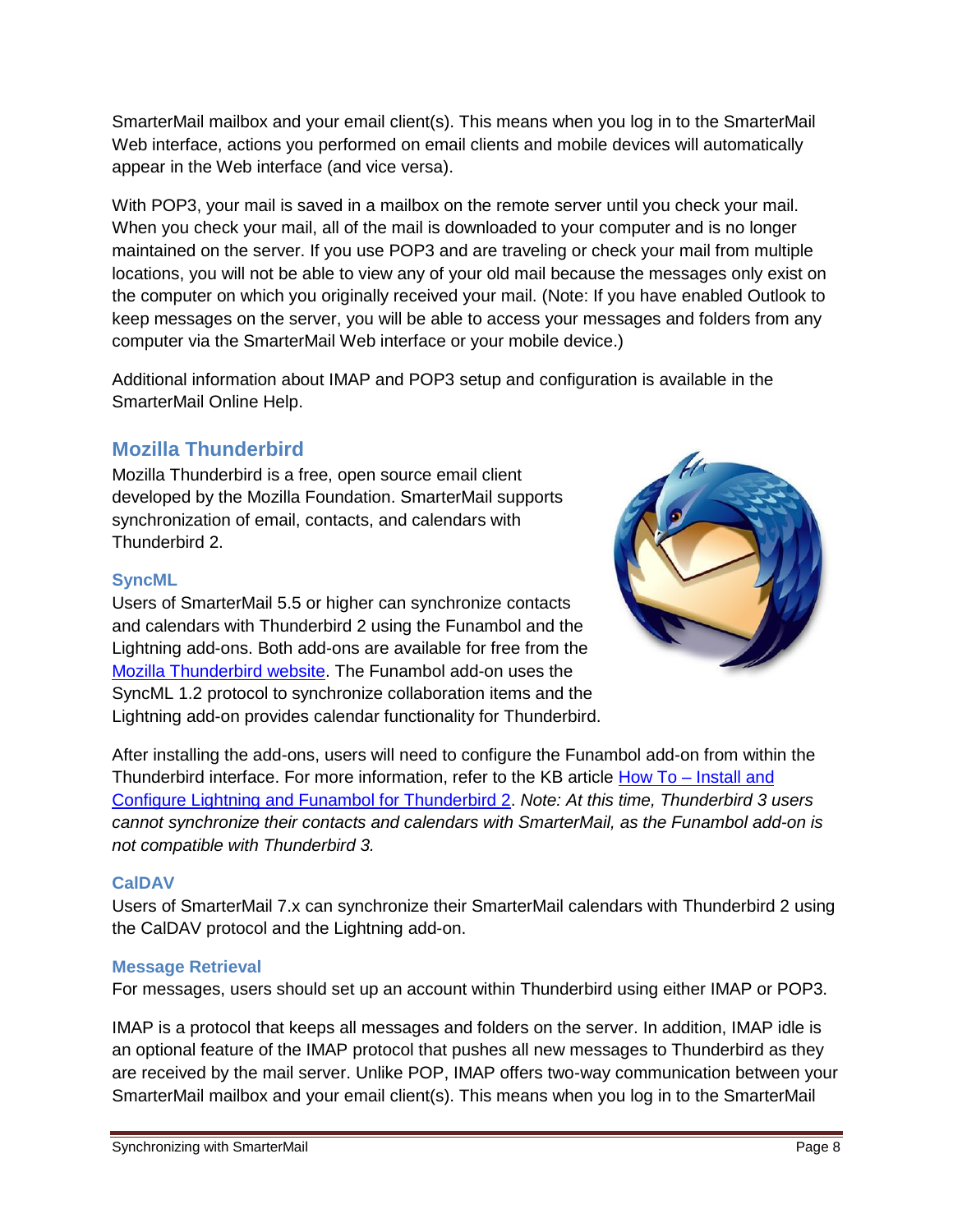SmarterMail mailbox and your email client(s). This means when you log in to the SmarterMail Web interface, actions you performed on email clients and mobile devices will automatically appear in the Web interface (and vice versa).

With POP3, your mail is saved in a mailbox on the remote server until you check your mail. When you check your mail, all of the mail is downloaded to your computer and is no longer maintained on the server. If you use POP3 and are traveling or check your mail from multiple locations, you will not be able to view any of your old mail because the messages only exist on the computer on which you originally received your mail. (Note: If you have enabled Outlook to keep messages on the server, you will be able to access your messages and folders from any computer via the SmarterMail Web interface or your mobile device.)

Additional information about IMAP and POP3 setup and configuration is available in the SmarterMail Online Help.

## Mozilla Thunderbird

Mozilla Thunderbird is a free, open source email client developed by the Mozilla Foundation. SmarterMail supports synchronization of email, contacts, and calendars with Thunderbird 2.

### SyncML

Users of SmarterMail 5.5 or higher can synchronize contacts and calendars with Thunderbird 2 using the Funambol and the Lightning add-ons. Both add-ons are available for free from the Mozilla Thunderbird website. The Funambol add-on uses the SyncML 1.2 protocol to synchronize collaboration items and the Lightning add-on provides calendar functionality for Thunderbird.

After installing the add-ons, users will need to configure the Funambol add-on from within the Thunderbird interface. For more information, refer to the KB article How To – Install and Configure Lightning and Funambol for Thunderbird 2. *Note: At this time, Thunderbird 3 users cannot synchronize their contacts and calendars with SmarterMail, as the Funambol add-on is not compatible with Thunderbird 3.*

### CalDAV

Users of SmarterMail 7.x can synchronize their SmarterMail calendars with Thunderbird 2 using the CalDAV protocol and the Lightning add-on.

### Message Retrieval

For messages, users should set up an account within Thunderbird using either IMAP or POP3.

IMAP is a protocol that keeps all messages and folders on the server. In addition, IMAP idle is an optional feature of the IMAP protocol that pushes all new messages to Thunderbird as they are received by the mail server. Unlike POP, IMAP offers two-way communication between your SmarterMail mailbox and your email client(s). This means when you log in to the SmarterMail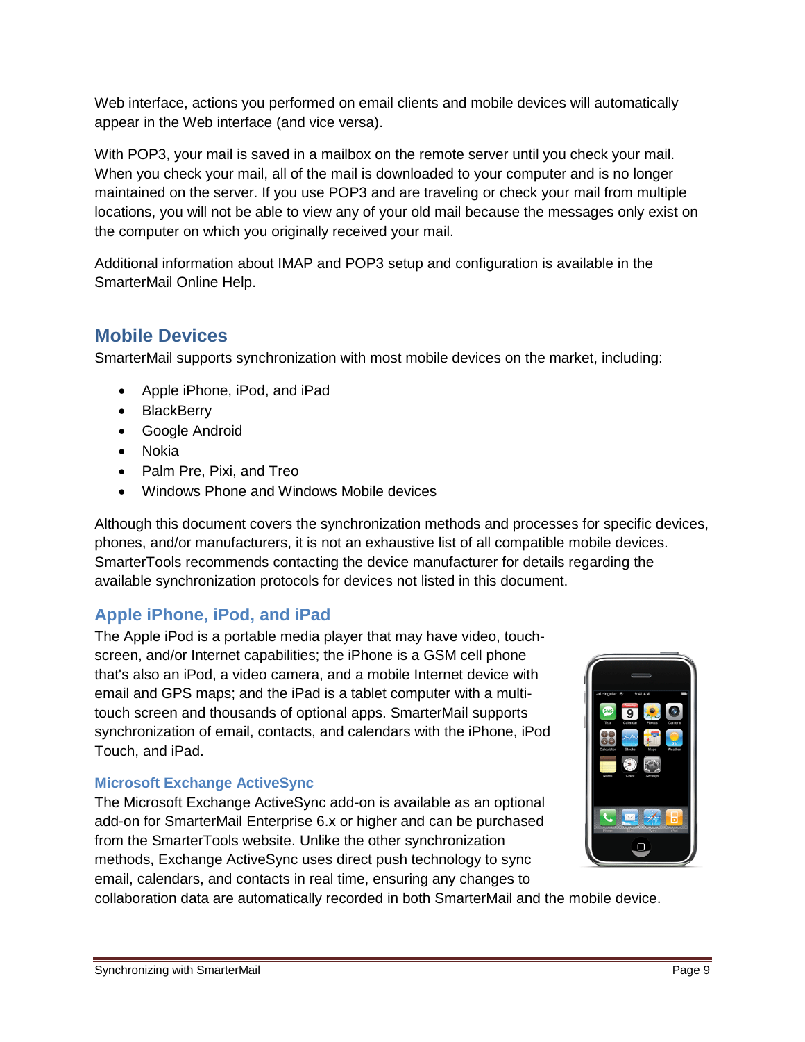Web interface, actions you performed on email clients and mobile devices will automatically appear in the Web interface (and vice versa).

With POP3, your mail is saved in a mailbox on the remote server until you check your mail. When you check your mail, all of the mail is downloaded to your computer and is no longer maintained on the server. If you use POP3 and are traveling or check your mail from multiple locations, you will not be able to view any of your old mail because the messages only exist on the computer on which you originally received your mail.

Additional information about IMAP and POP3 setup and configuration is available in the SmarterMail Online Help.

## Mobile Devices

SmarterMail supports synchronization with most mobile devices on the market, including:

- Apple iPhone, iPod, and iPad
- BlackBerry
- Google Android
- Nokia
- Palm Pre, Pixi, and Treo
- Windows Phone and Windows Mobile devices

Although this document covers the synchronization methods and processes for specific devices, phones, and/or manufacturers, it is not an exhaustive list of all compatible mobile devices. SmarterTools recommends contacting the device manufacturer for details regarding the available synchronization protocols for devices not listed in this document.

### Apple iPhone, iPod, and iPad

The Apple iPod is a portable media player that may have video, touch-screen, and/or Internet capabilities; the iPhone is a GSM cell phone that's also an iPod, a video camera, and a mobile Internet device with email and GPS maps; and the iPad is a tablet computer with a multi-touch screen and thousands of optional apps. SmarterMail supports synchronization of email, contacts, and calendars with the iPhone, iPod Touch, and iPad.

#### Microsoft Exchange ActiveSync

The Microsoft Exchange ActiveSync add-on is available as an optional add-on for SmarterMail Enterprise 6.x or higher and can be purchased from the SmarterTools website. Unlike the other synchronization methods, Exchange ActiveSync uses direct push technology to sync email, calendars, and contacts in real time, ensuring any changes to collaboration data are automatically recorded in both SmarterMail and the mobile device.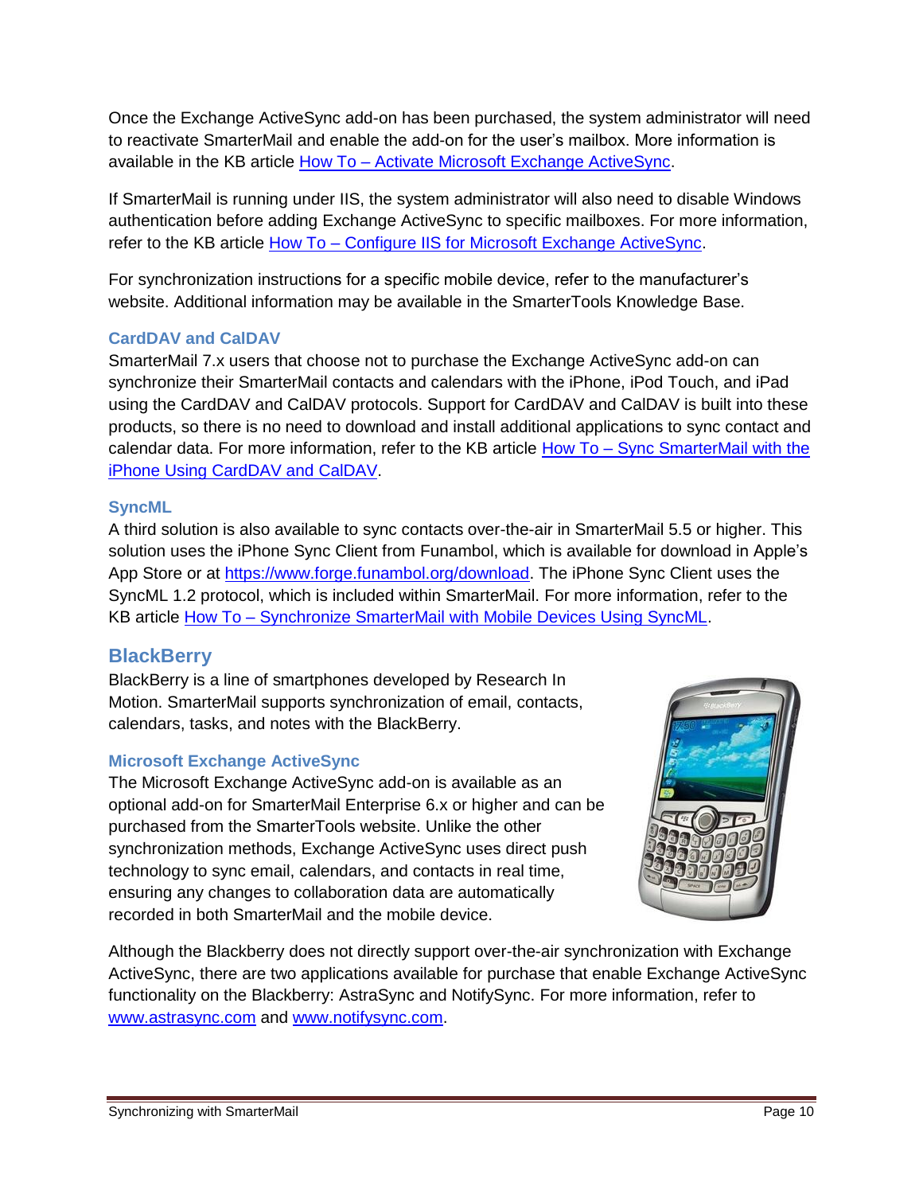Once the Exchange ActiveSync add-on has been purchased, the system administrator will need to reactivate SmarterMail and enable the add-on for the user's mailbox. More information is available in the KB article How To – Activate Microsoft Exchange ActiveSync.

If SmarterMail is running under IIS, the system administrator will also need to disable Windows authentication before adding Exchange ActiveSync to specific mailboxes. For more information, refer to the KB article How To – Configure IIS for Microsoft Exchange ActiveSync.

For synchronization instructions for a specific mobile device, refer to the manufacturer's website. Additional information may be available in the SmarterTools Knowledge Base.

### CardDAV and CalDAV

SmarterMail 7.x users that choose not to purchase the Exchange ActiveSync add-on can synchronize their SmarterMail contacts and calendars with the iPhone, iPod Touch, and iPad using the CardDAV and CalDAV protocols. Support for CardDAV and CalDAV is built into these products, so there is no need to download and install additional applications to sync contact and calendar data. For more information, refer to the KB article How To – Sync SmarterMail with the iPhone Using CardDAV and CalDAV.

### SyncML

A third solution is also available to sync contacts over-the-air in SmarterMail 5.5 or higher. This solution uses the iPhone Sync Client from Funambol, which is available for download in Apple's App Store or at https://www.forge.funambol.org/download. The iPhone Sync Client uses the SyncML 1.2 protocol, which is included within SmarterMail. For more information, refer to the KB article How To – Synchronize SmarterMail with Mobile Devices Using SyncML.

## BlackBerry

BlackBerry is a line of smartphones developed by Research In Motion. SmarterMail supports synchronization of email, contacts, calendars, tasks, and notes with the BlackBerry.

### Microsoft Exchange ActiveSync

The Microsoft Exchange ActiveSync add-on is available as an optional add-on for SmarterMail Enterprise 6.x or higher and can be purchased from the SmarterTools website. Unlike the other synchronization methods, Exchange ActiveSync uses direct push technology to sync email, calendars, and contacts in real time, ensuring any changes to collaboration data are automatically recorded in both SmarterMail and the mobile device.

Although the Blackberry does not directly support over-the-air synchronization with Exchange ActiveSync, there are two applications available for purchase that enable Exchange ActiveSync functionality on the Blackberry: AstraSync and NotifySync. For more information, refer to www.astrasync.com and www.notifysync.com.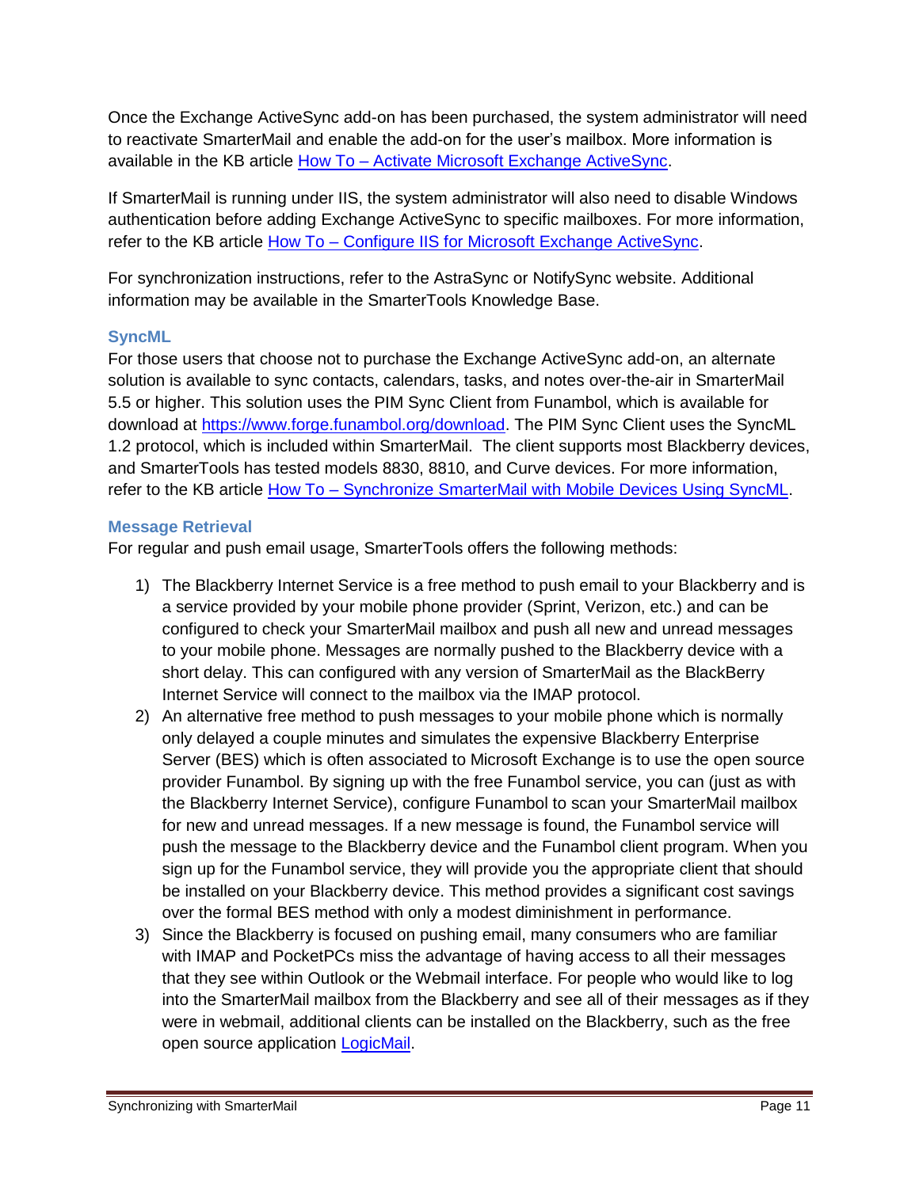Once the Exchange ActiveSync add-on has been purchased, the system administrator will need to reactivate SmarterMail and enable the add-on for the user's mailbox. More information is available in the KB article [How To – Activate Microsoft Exchange ActiveSync](#).

If SmarterMail is running under IIS, the system administrator will also need to disable Windows authentication before adding Exchange ActiveSync to specific mailboxes. For more information, refer to the KB article [How To – Configure IIS for Microsoft Exchange ActiveSync](#).

For synchronization instructions, refer to the AstraSync or NotifySync website. Additional information may be available in the SmarterTools Knowledge Base.

### SyncML

For those users that choose not to purchase the Exchange ActiveSync add-on, an alternate solution is available to sync contacts, calendars, tasks, and notes over-the-air in SmarterMail 5.5 or higher. This solution uses the PIM Sync Client from Funambol, which is available for download at https://www.forge.funambol.org/download. The PIM Sync Client uses the SyncML 1.2 protocol, which is included within SmarterMail. The client supports most Blackberry devices, and SmarterTools has tested models 8830, 8810, and Curve devices. For more information, refer to the KB article [How To – Synchronize SmarterMail with Mobile Devices Using SyncML](#).

### Message Retrieval

For regular and push email usage, SmarterTools offers the following methods:

1) The Blackberry Internet Service is a free method to push email to your Blackberry and is a service provided by your mobile phone provider (Sprint, Verizon, etc.) and can be configured to check your SmarterMail mailbox and push all new and unread messages to your mobile phone. Messages are normally pushed to the Blackberry device with a short delay. This can configured with any version of SmarterMail as the BlackBerry Internet Service will connect to the mailbox via the IMAP protocol.
2) An alternative free method to push messages to your mobile phone which is normally only delayed a couple minutes and simulates the expensive Blackberry Enterprise Server (BES) which is often associated to Microsoft Exchange is to use the open source provider Funambol. By signing up with the free Funambol service, you can (just as with the Blackberry Internet Service), configure Funambol to scan your SmarterMail mailbox for new and unread messages. If a new message is found, the Funambol service will push the message to the Blackberry device and the Funambol client program. When you sign up for the Funambol service, they will provide you the appropriate client that should be installed on your Blackberry device. This method provides a significant cost savings over the formal BES method with only a modest diminishment in performance.
3) Since the Blackberry is focused on pushing email, many consumers who are familiar with IMAP and PocketPCs miss the advantage of having access to all their messages that they see within Outlook or the Webmail interface. For people who would like to log into the SmarterMail mailbox from the Blackberry and see all of their messages as if they were in webmail, additional clients can be installed on the Blackberry, such as the free open source application [LogicMail](#).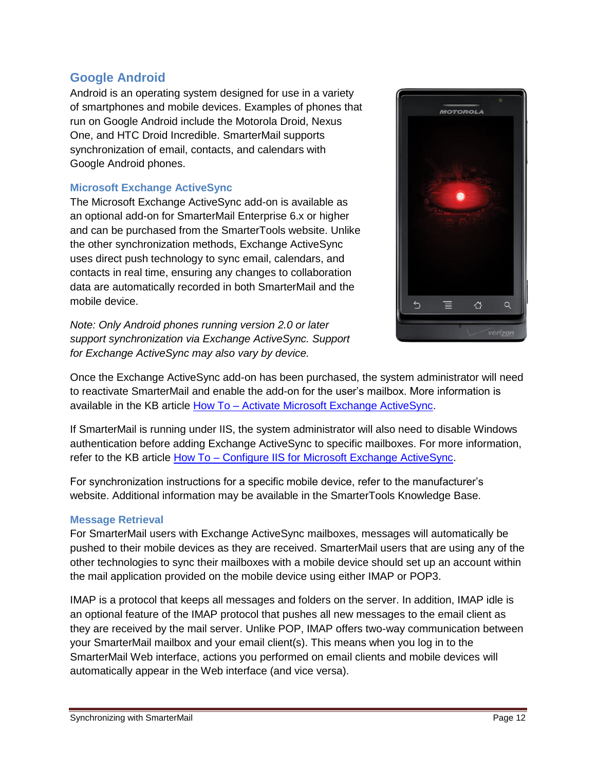## Google Android

Android is an operating system designed for use in a variety of smartphones and mobile devices. Examples of phones that run on Google Android include the Motorola Droid, Nexus One, and HTC Droid Incredible. SmarterMail supports synchronization of email, contacts, and calendars with Google Android phones.

### Microsoft Exchange ActiveSync

The Microsoft Exchange ActiveSync add-on is available as an optional add-on for SmarterMail Enterprise 6.x or higher and can be purchased from the SmarterTools website. Unlike the other synchronization methods, Exchange ActiveSync uses direct push technology to sync email, calendars, and contacts in real time, ensuring any changes to collaboration data are automatically recorded in both SmarterMail and the mobile device.

*Note: Only Android phones running version 2.0 or later support synchronization via Exchange ActiveSync. Support for Exchange ActiveSync may also vary by device.*

Once the Exchange ActiveSync add-on has been purchased, the system administrator will need to reactivate SmarterMail and enable the add-on for the user's mailbox. More information is available in the KB article How To – Activate Microsoft Exchange ActiveSync.

If SmarterMail is running under IIS, the system administrator will also need to disable Windows authentication before adding Exchange ActiveSync to specific mailboxes. For more information, refer to the KB article How To – Configure IIS for Microsoft Exchange ActiveSync.

For synchronization instructions for a specific mobile device, refer to the manufacturer's website. Additional information may be available in the SmarterTools Knowledge Base.

### Message Retrieval

For SmarterMail users with Exchange ActiveSync mailboxes, messages will automatically be pushed to their mobile devices as they are received. SmarterMail users that are using any of the other technologies to sync their mailboxes with a mobile device should set up an account within the mail application provided on the mobile device using either IMAP or POP3.

IMAP is a protocol that keeps all messages and folders on the server. In addition, IMAP idle is an optional feature of the IMAP protocol that pushes all new messages to the email client as they are received by the mail server. Unlike POP, IMAP offers two-way communication between your SmarterMail mailbox and your email client(s). This means when you log in to the SmarterMail Web interface, actions you performed on email clients and mobile devices will automatically appear in the Web interface (and vice versa).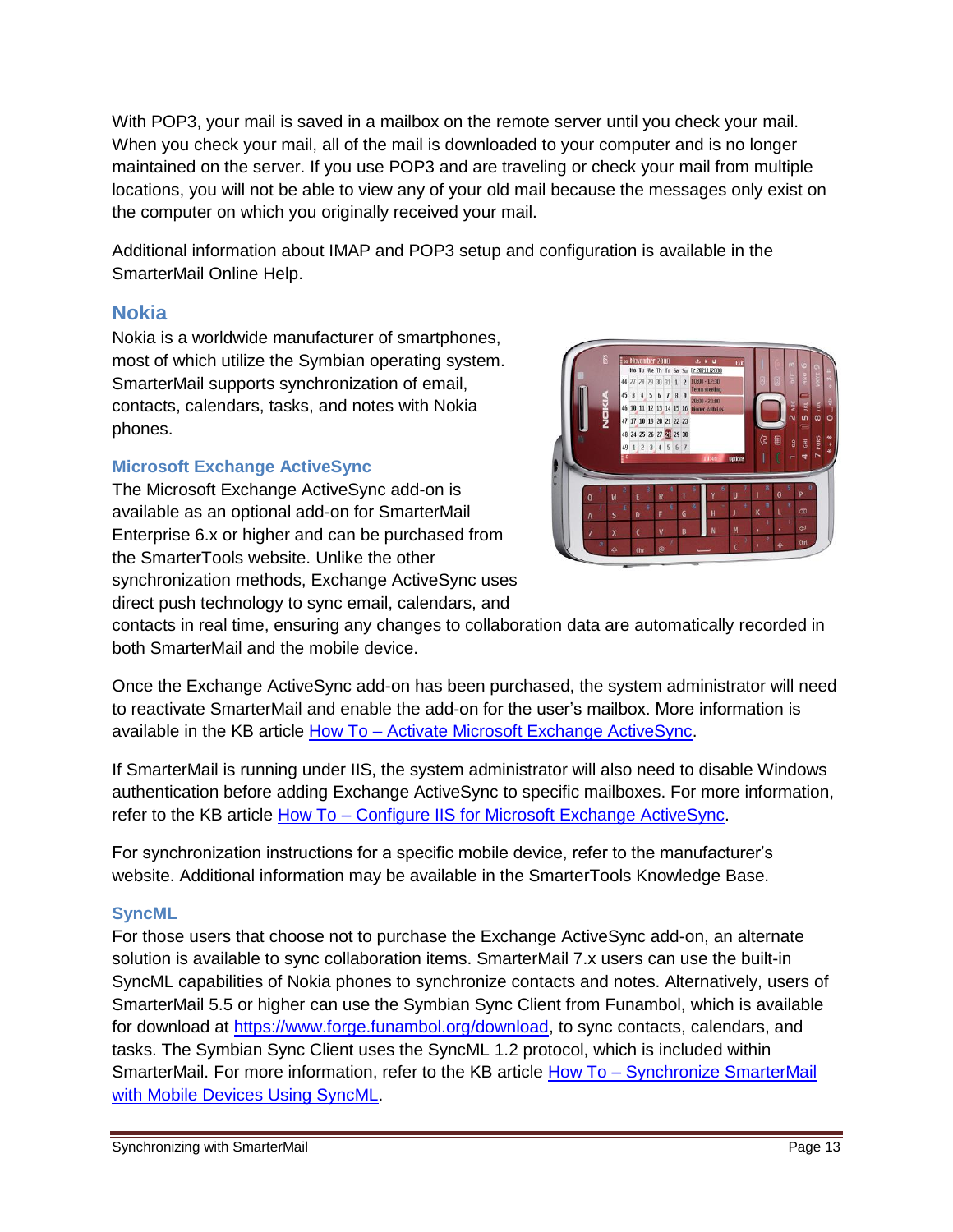With POP3, your mail is saved in a mailbox on the remote server until you check your mail. When you check your mail, all of the mail is downloaded to your computer and is no longer maintained on the server. If you use POP3 and are traveling or check your mail from multiple locations, you will not be able to view any of your old mail because the messages only exist on the computer on which you originally received your mail.

Additional information about IMAP and POP3 setup and configuration is available in the SmarterMail Online Help.

## Nokia

Nokia is a worldwide manufacturer of smartphones, most of which utilize the Symbian operating system. SmarterMail supports synchronization of email, contacts, calendars, tasks, and notes with Nokia phones.

### Microsoft Exchange ActiveSync

The Microsoft Exchange ActiveSync add-on is available as an optional add-on for SmarterMail Enterprise 6.x or higher and can be purchased from the SmarterTools website. Unlike the other synchronization methods, Exchange ActiveSync uses direct push technology to sync email, calendars, and contacts in real time, ensuring any changes to collaboration data are automatically recorded in both SmarterMail and the mobile device.

Once the Exchange ActiveSync add-on has been purchased, the system administrator will need to reactivate SmarterMail and enable the add-on for the user's mailbox. More information is available in the KB article How To – Activate Microsoft Exchange ActiveSync.

If SmarterMail is running under IIS, the system administrator will also need to disable Windows authentication before adding Exchange ActiveSync to specific mailboxes. For more information, refer to the KB article How To – Configure IIS for Microsoft Exchange ActiveSync.

For synchronization instructions for a specific mobile device, refer to the manufacturer's website. Additional information may be available in the SmarterTools Knowledge Base.

### SyncML

For those users that choose not to purchase the Exchange ActiveSync add-on, an alternate solution is available to sync collaboration items. SmarterMail 7.x users can use the built-in SyncML capabilities of Nokia phones to synchronize contacts and notes. Alternatively, users of SmarterMail 5.5 or higher can use the Symbian Sync Client from Funambol, which is available for download at https://www.forge.funambol.org/download, to sync contacts, calendars, and tasks. The Symbian Sync Client uses the SyncML 1.2 protocol, which is included within SmarterMail. For more information, refer to the KB article How To – Synchronize SmarterMail with Mobile Devices Using SyncML.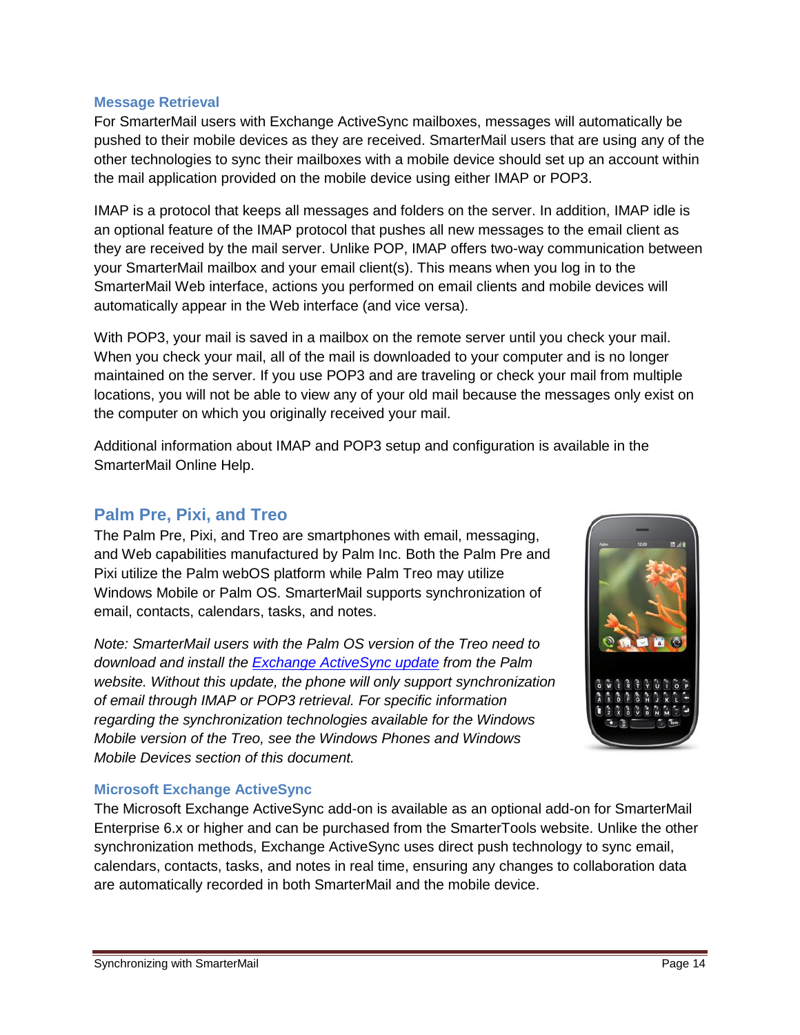### Message Retrieval

For SmarterMail users with Exchange ActiveSync mailboxes, messages will automatically be pushed to their mobile devices as they are received. SmarterMail users that are using any of the other technologies to sync their mailboxes with a mobile device should set up an account within the mail application provided on the mobile device using either IMAP or POP3.

IMAP is a protocol that keeps all messages and folders on the server. In addition, IMAP idle is an optional feature of the IMAP protocol that pushes all new messages to the email client as they are received by the mail server. Unlike POP, IMAP offers two-way communication between your SmarterMail mailbox and your email client(s). This means when you log in to the SmarterMail Web interface, actions you performed on email clients and mobile devices will automatically appear in the Web interface (and vice versa).

With POP3, your mail is saved in a mailbox on the remote server until you check your mail. When you check your mail, all of the mail is downloaded to your computer and is no longer maintained on the server. If you use POP3 and are traveling or check your mail from multiple locations, you will not be able to view any of your old mail because the messages only exist on the computer on which you originally received your mail.

Additional information about IMAP and POP3 setup and configuration is available in the SmarterMail Online Help.

## Palm Pre, Pixi, and Treo

The Palm Pre, Pixi, and Treo are smartphones with email, messaging, and Web capabilities manufactured by Palm Inc. Both the Palm Pre and Pixi utilize the Palm webOS platform while Palm Treo may utilize Windows Mobile or Palm OS. SmarterMail supports synchronization of email, contacts, calendars, tasks, and notes.

*Note: SmarterMail users with the Palm OS version of the Treo need to download and install the Exchange ActiveSync update from the Palm website. Without this update, the phone will only support synchronization of email through IMAP or POP3 retrieval. For specific information regarding the synchronization technologies available for the Windows Mobile version of the Treo, see the Windows Phones and Windows Mobile Devices section of this document.*

### Microsoft Exchange ActiveSync

The Microsoft Exchange ActiveSync add-on is available as an optional add-on for SmarterMail Enterprise 6.x or higher and can be purchased from the SmarterTools website. Unlike the other synchronization methods, Exchange ActiveSync uses direct push technology to sync email, calendars, contacts, tasks, and notes in real time, ensuring any changes to collaboration data are automatically recorded in both SmarterMail and the mobile device.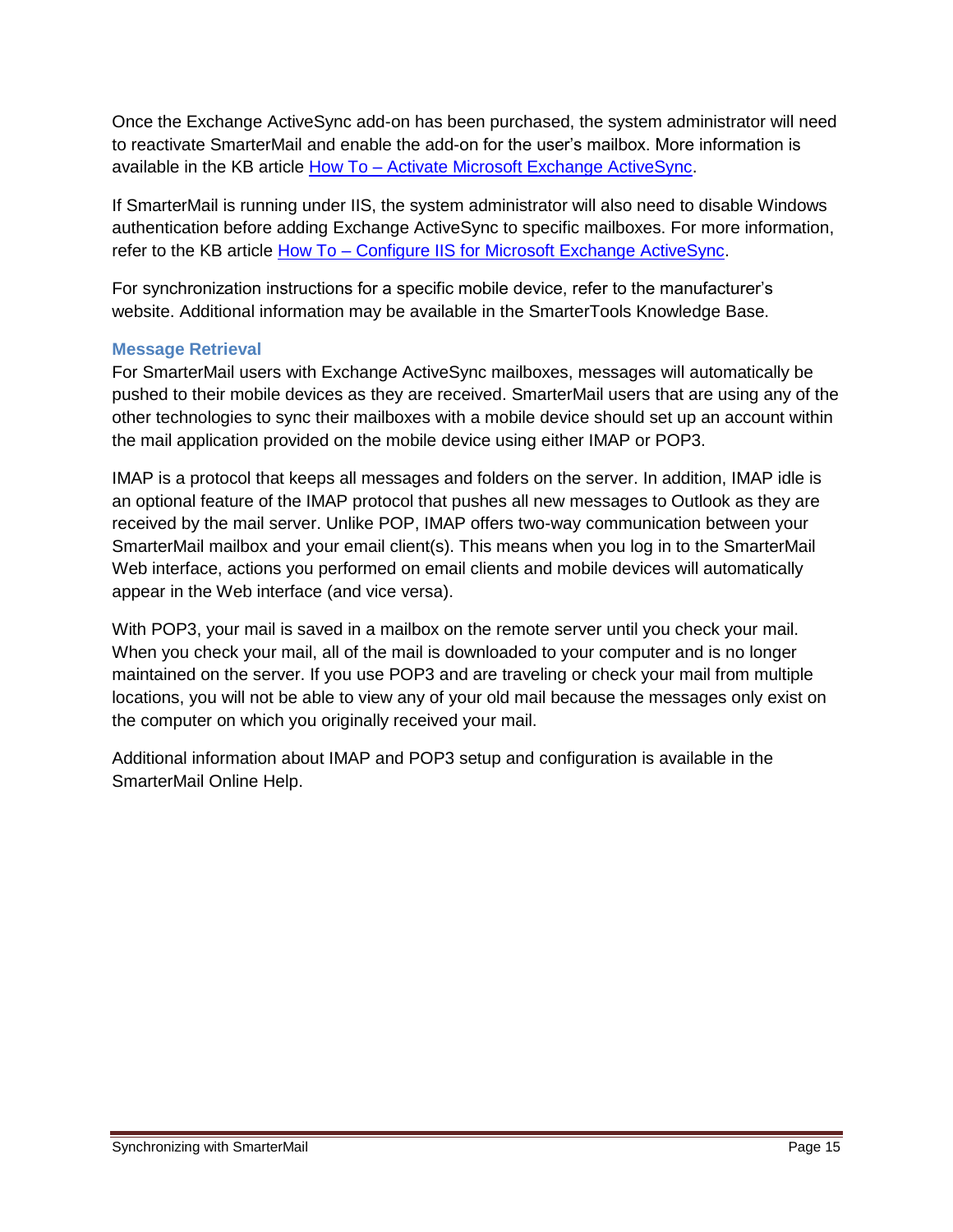Once the Exchange ActiveSync add-on has been purchased, the system administrator will need to reactivate SmarterMail and enable the add-on for the user's mailbox. More information is available in the KB article How To – Activate Microsoft Exchange ActiveSync.

If SmarterMail is running under IIS, the system administrator will also need to disable Windows authentication before adding Exchange ActiveSync to specific mailboxes. For more information, refer to the KB article How To – Configure IIS for Microsoft Exchange ActiveSync.

For synchronization instructions for a specific mobile device, refer to the manufacturer's website. Additional information may be available in the SmarterTools Knowledge Base.

### Message Retrieval

For SmarterMail users with Exchange ActiveSync mailboxes, messages will automatically be pushed to their mobile devices as they are received. SmarterMail users that are using any of the other technologies to sync their mailboxes with a mobile device should set up an account within the mail application provided on the mobile device using either IMAP or POP3.

IMAP is a protocol that keeps all messages and folders on the server. In addition, IMAP idle is an optional feature of the IMAP protocol that pushes all new messages to Outlook as they are received by the mail server. Unlike POP, IMAP offers two-way communication between your SmarterMail mailbox and your email client(s). This means when you log in to the SmarterMail Web interface, actions you performed on email clients and mobile devices will automatically appear in the Web interface (and vice versa).

With POP3, your mail is saved in a mailbox on the remote server until you check your mail. When you check your mail, all of the mail is downloaded to your computer and is no longer maintained on the server. If you use POP3 and are traveling or check your mail from multiple locations, you will not be able to view any of your old mail because the messages only exist on the computer on which you originally received your mail.

Additional information about IMAP and POP3 setup and configuration is available in the SmarterMail Online Help.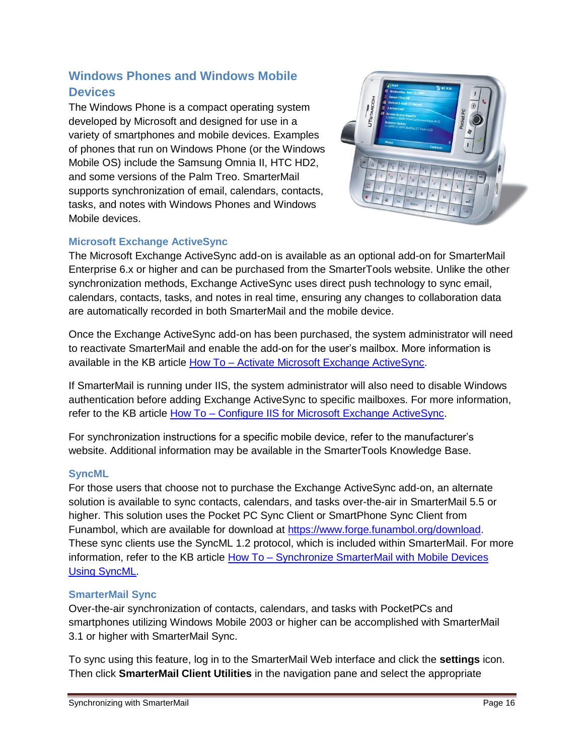## Windows Phones and Windows Mobile Devices

The Windows Phone is a compact operating system developed by Microsoft and designed for use in a variety of smartphones and mobile devices. Examples of phones that run on Windows Phone (or the Windows Mobile OS) include the Samsung Omnia II, HTC HD2, and some versions of the Palm Treo. SmarterMail supports synchronization of email, calendars, contacts, tasks, and notes with Windows Phones and Windows Mobile devices.

### Microsoft Exchange ActiveSync

The Microsoft Exchange ActiveSync add-on is available as an optional add-on for SmarterMail Enterprise 6.x or higher and can be purchased from the SmarterTools website. Unlike the other synchronization methods, Exchange ActiveSync uses direct push technology to sync email, calendars, contacts, tasks, and notes in real time, ensuring any changes to collaboration data are automatically recorded in both SmarterMail and the mobile device.

Once the Exchange ActiveSync add-on has been purchased, the system administrator will need to reactivate SmarterMail and enable the add-on for the user's mailbox. More information is available in the KB article How To – Activate Microsoft Exchange ActiveSync.

If SmarterMail is running under IIS, the system administrator will also need to disable Windows authentication before adding Exchange ActiveSync to specific mailboxes. For more information, refer to the KB article How To – Configure IIS for Microsoft Exchange ActiveSync.

For synchronization instructions for a specific mobile device, refer to the manufacturer's website. Additional information may be available in the SmarterTools Knowledge Base.

### SyncML

For those users that choose not to purchase the Exchange ActiveSync add-on, an alternate solution is available to sync contacts, calendars, and tasks over-the-air in SmarterMail 5.5 or higher. This solution uses the Pocket PC Sync Client or SmartPhone Sync Client from Funambol, which are available for download at https://www.forge.funambol.org/download. These sync clients use the SyncML 1.2 protocol, which is included within SmarterMail. For more information, refer to the KB article How To – Synchronize SmarterMail with Mobile Devices Using SyncML.

### SmarterMail Sync

Over-the-air synchronization of contacts, calendars, and tasks with PocketPCs and smartphones utilizing Windows Mobile 2003 or higher can be accomplished with SmarterMail 3.1 or higher with SmarterMail Sync.

To sync using this feature, log in to the SmarterMail Web interface and click the **settings** icon. Then click **SmarterMail Client Utilities** in the navigation pane and select the appropriate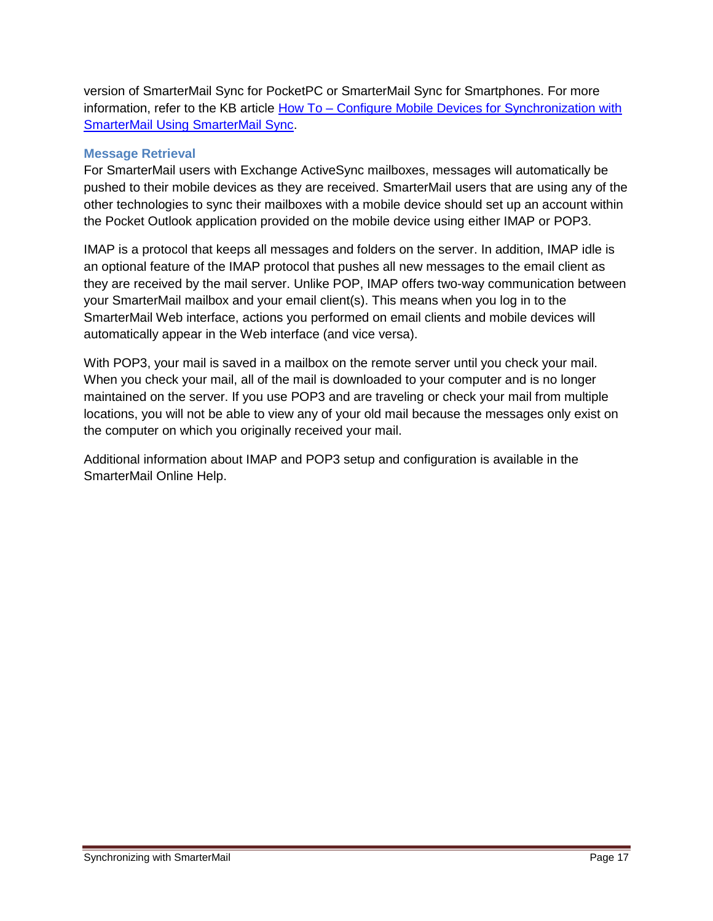version of SmarterMail Sync for PocketPC or SmarterMail Sync for Smartphones. For more information, refer to the KB article How To – Configure Mobile Devices for Synchronization with SmarterMail Using SmarterMail Sync.

### Message Retrieval

For SmarterMail users with Exchange ActiveSync mailboxes, messages will automatically be pushed to their mobile devices as they are received. SmarterMail users that are using any of the other technologies to sync their mailboxes with a mobile device should set up an account within the Pocket Outlook application provided on the mobile device using either IMAP or POP3.

IMAP is a protocol that keeps all messages and folders on the server. In addition, IMAP idle is an optional feature of the IMAP protocol that pushes all new messages to the email client as they are received by the mail server. Unlike POP, IMAP offers two-way communication between your SmarterMail mailbox and your email client(s). This means when you log in to the SmarterMail Web interface, actions you performed on email clients and mobile devices will automatically appear in the Web interface (and vice versa).

With POP3, your mail is saved in a mailbox on the remote server until you check your mail. When you check your mail, all of the mail is downloaded to your computer and is no longer maintained on the server. If you use POP3 and are traveling or check your mail from multiple locations, you will not be able to view any of your old mail because the messages only exist on the computer on which you originally received your mail.

Additional information about IMAP and POP3 setup and configuration is available in the SmarterMail Online Help.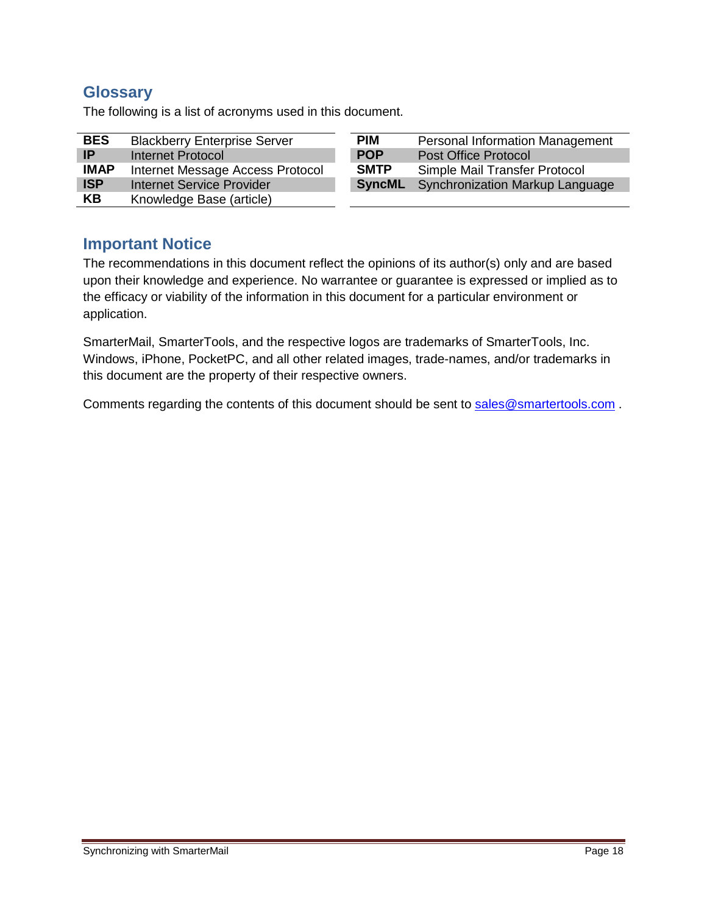## Glossary

The following is a list of acronyms used in this document.

| | |
|---|---|
| **BES** | Blackberry Enterprise Server |
| **IP** | Internet Protocol |
| **IMAP** | Internet Message Access Protocol |
| **ISP** | Internet Service Provider |
| **KB** | Knowledge Base (article) |

| | |
|---|---|
| **PIM** | Personal Information Management |
| **POP** | Post Office Protocol |
| **SMTP** | Simple Mail Transfer Protocol |
| **SyncML** | Synchronization Markup Language |

## Important Notice

The recommendations in this document reflect the opinions of its author(s) only and are based upon their knowledge and experience. No warrantee or guarantee is expressed or implied as to the efficacy or viability of the information in this document for a particular environment or application.

SmarterMail, SmarterTools, and the respective logos are trademarks of SmarterTools, Inc. Windows, iPhone, PocketPC, and all other related images, trade-names, and/or trademarks in this document are the property of their respective owners.

Comments regarding the contents of this document should be sent to sales@smartertools.com .